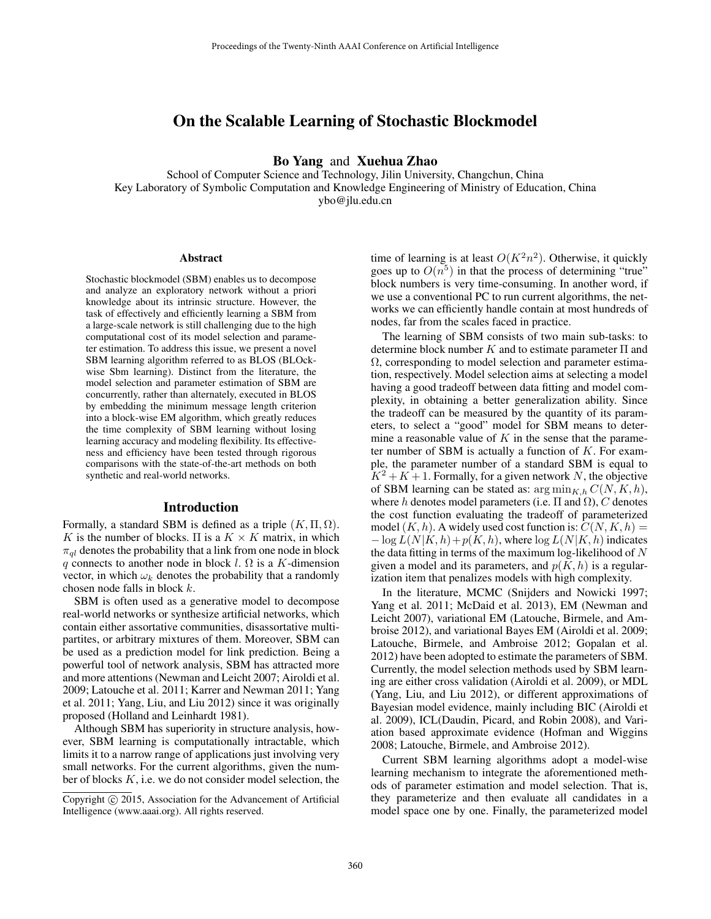# On the Scalable Learning of Stochastic Blockmodel

**Bo Yang** and **Xuehua Zhao**

School of Computer Science and Technology, Jilin University, Changchun, China
Key Laboratory of Symbolic Computation and Knowledge Engineering of Ministry of Education, China
ybo@jlu.edu.cn

## Abstract

Stochastic blockmodel (SBM) enables us to decompose and analyze an exploratory network without a priori knowledge about its intrinsic structure. However, the task of effectively and efficiently learning a SBM from a large-scale network is still challenging due to the high computational cost of its model selection and parameter estimation. To address this issue, we present a novel SBM learning algorithm referred to as BLOS (BLOck-wise Sbm learning). Distinct from the literature, the model selection and parameter estimation of SBM are concurrently, rather than alternately, executed in BLOS by embedding the minimum message length criterion into a block-wise EM algorithm, which greatly reduces the time complexity of SBM learning without losing learning accuracy and modeling flexibility. Its effectiveness and efficiency have been tested through rigorous comparisons with the state-of-the-art methods on both synthetic and real-world networks.

## Introduction

Formally, a standard SBM is defined as a triple $(K, \Pi, \Omega)$. $K$ is the number of blocks. $\Pi$ is a $K \times K$ matrix, in which $\pi_{ql}$ denotes the probability that a link from one node in block $q$ connects to another node in block $l$. $\Omega$ is a $K$-dimension vector, in which $\omega_k$ denotes the probability that a randomly chosen node falls in block $k$.

SBM is often used as a generative model to decompose real-world networks or synthesize artificial networks, which contain either assortative communities, disassortative multi-partites, or arbitrary mixtures of them. Moreover, SBM can be used as a prediction model for link prediction. Being a powerful tool of network analysis, SBM has attracted more and more attentions (Newman and Leicht 2007; Airoldi et al. 2009; Latouche et al. 2011; Karrer and Newman 2011; Yang et al. 2011; Yang, Liu, and Liu 2012) since it was originally proposed (Holland and Leinhardt 1981).

Although SBM has superiority in structure analysis, however, SBM learning is computationally intractable, which limits it to a narrow range of applications just involving very small networks. For the current algorithms, given the number of blocks $K$, i.e. we do not consider model selection, the time of learning is at least $O(K^2n^2)$. Otherwise, it quickly goes up to $O(n^5)$ in that the process of determining "true" block numbers is very time-consuming. In another word, if we use a conventional PC to run current algorithms, the networks we can efficiently handle contain at most hundreds of nodes, far from the scales faced in practice.

The learning of SBM consists of two main sub-tasks: to determine block number $K$ and to estimate parameter $\Pi$ and $\Omega$, corresponding to model selection and parameter estimation, respectively. Model selection aims at selecting a model having a good tradeoff between data fitting and model complexity, in obtaining a better generalization ability. Since the tradeoff can be measured by the quantity of its parameters, to select a "good" model for SBM means to determine a reasonable value of $K$ in the sense that the parameter number of SBM is actually a function of $K$. For example, the parameter number of a standard SBM is equal to $K^2 + K + 1$. Formally, for a given network $N$, the objective of SBM learning can be stated as: $\arg\min_{K,h} C(N, K, h)$, where $h$ denotes model parameters (i.e. $\Pi$ and $\Omega$), $C$ denotes the cost function evaluating the tradeoff of parameterized model $(K, h)$. A widely used cost function is: $C(N, K, h) = -\log L(N|K, h) + p(K, h)$, where $\log L(N|K, h)$ indicates the data fitting in terms of the maximum log-likelihood of $N$ given a model and its parameters, and $p(K, h)$ is a regularization item that penalizes models with high complexity.

In the literature, MCMC (Snijders and Nowicki 1997; Yang et al. 2011; McDaid et al. 2013), EM (Newman and Leicht 2007), variational EM (Latouche, Birmele, and Ambroise 2012), and variational Bayes EM (Airoldi et al. 2009; Latouche, Birmele, and Ambroise 2012; Gopalan et al. 2012) have been adopted to estimate the parameters of SBM. Currently, the model selection methods used by SBM learning are either cross validation (Airoldi et al. 2009), or MDL (Yang, Liu, and Liu 2012), or different approximations of Bayesian model evidence, mainly including BIC (Airoldi et al. 2009), ICL(Daudin, Picard, and Robin 2008), and Variation based approximate evidence (Hofman and Wiggins 2008; Latouche, Birmele, and Ambroise 2012).

Current SBM learning algorithms adopt a model-wise learning mechanism to integrate the aforementioned methods of parameter estimation and model selection. That is, they parameterize and then evaluate all candidates in a model space one by one. Finally, the parameterized model

Copyright © 2015, Association for the Advancement of Artificial Intelligence (www.aaai.org). All rights reserved.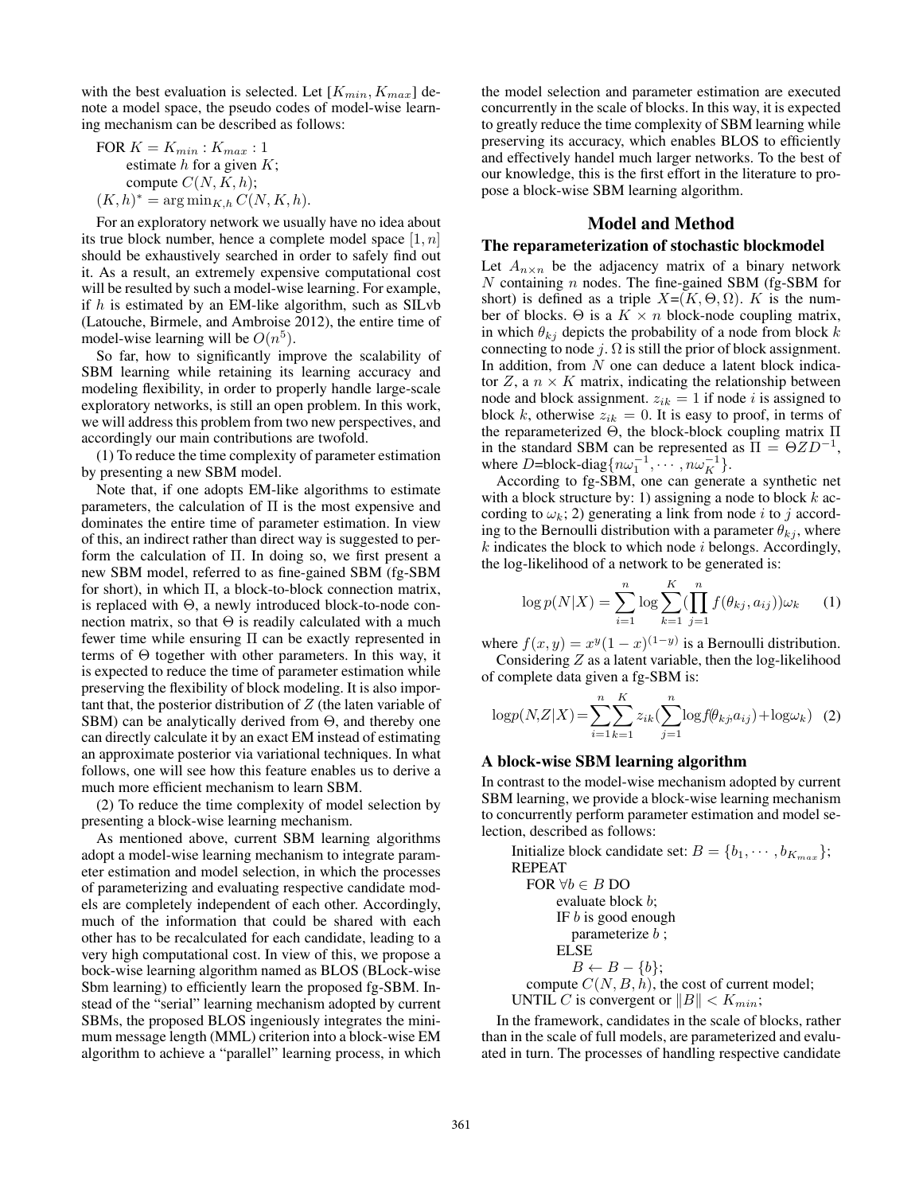with the best evaluation is selected. Let $[K_{min}, K_{max}]$ denote a model space, the pseudo codes of model-wise learning mechanism can be described as follows:

FOR $K = K_{min} : K_{max} : 1$
  estimate $h$ for a given $K$;
  compute $C(N, K, h)$;
$(K, h)^* = \arg\min_{K,h} C(N, K, h)$.

For an exploratory network we usually have no idea about its true block number, hence a complete model space $[1, n]$ should be exhaustively searched in order to safely find out it. As a result, an extremely expensive computational cost will be resulted by such a model-wise learning. For example, if $h$ is estimated by an EM-like algorithm, such as SILvb (Latouche, Birmele, and Ambroise 2012), the entire time of model-wise learning will be $O(n^5)$.

So far, how to significantly improve the scalability of SBM learning while retaining its learning accuracy and modeling flexibility, in order to properly handle large-scale exploratory networks, is still an open problem. In this work, we will address this problem from two new perspectives, and accordingly our main contributions are twofold.

(1) To reduce the time complexity of parameter estimation by presenting a new SBM model.

Note that, if one adopts EM-like algorithms to estimate parameters, the calculation of $\Pi$ is the most expensive and dominates the entire time of parameter estimation. In view of this, an indirect rather than direct way is suggested to perform the calculation of $\Pi$. In doing so, we first present a new SBM model, referred to as fine-gained SBM (fg-SBM for short), in which $\Pi$, a block-to-block connection matrix, is replaced with $\Theta$, a newly introduced block-to-node connection matrix, so that $\Theta$ is readily calculated with a much fewer time while ensuring $\Pi$ can be exactly represented in terms of $\Theta$ together with other parameters. In this way, it is expected to reduce the time of parameter estimation while preserving the flexibility of block modeling. It is also important that, the posterior distribution of $Z$ (the laten variable of SBM) can be analytically derived from $\Theta$, and thereby one can directly calculate it by an exact EM instead of estimating an approximate posterior via variational techniques. In what follows, one will see how this feature enables us to derive a much more efficient mechanism to learn SBM.

(2) To reduce the time complexity of model selection by presenting a block-wise learning mechanism.

As mentioned above, current SBM learning algorithms adopt a model-wise learning mechanism to integrate parameter estimation and model selection, in which the processes of parameterizing and evaluating respective candidate models are completely independent of each other. Accordingly, much of the information that could be shared with each other has to be recalculated for each candidate, leading to a very high computational cost. In view of this, we propose a bock-wise learning algorithm named as BLOS (BLock-wise Sbm learning) to efficiently learn the proposed fg-SBM. Instead of the "serial" learning mechanism adopted by current SBMs, the proposed BLOS ingeniously integrates the minimum message length (MML) criterion into a block-wise EM algorithm to achieve a "parallel" learning process, in which the model selection and parameter estimation are executed concurrently in the scale of blocks. In this way, it is expected to greatly reduce the time complexity of SBM learning while preserving its accuracy, which enables BLOS to efficiently and effectively handel much larger networks. To the best of our knowledge, this is the first effort in the literature to propose a block-wise SBM learning algorithm.

## Model and Method

### The reparameterization of stochastic blockmodel

Let $A_{n\times n}$ be the adjacency matrix of a binary network $N$ containing $n$ nodes. The fine-gained SBM (fg-SBM for short) is defined as a triple $X$=$(K, \Theta, \Omega)$. $K$ is the number of blocks. $\Theta$ is a $K \times n$ block-node coupling matrix, in which $\theta_{kj}$ depicts the probability of a node from block $k$ connecting to node $j$. $\Omega$ is still the prior of block assignment. In addition, from $N$ one can deduce a latent block indicator $Z$, a $n \times K$ matrix, indicating the relationship between node and block assignment. $z_{ik} = 1$ if node $i$ is assigned to block $k$, otherwise $z_{ik} = 0$. It is easy to proof, in terms of the reparameterized $\Theta$, the block-block coupling matrix $\Pi$ in the standard SBM can be represented as $\Pi = \Theta Z D^{-1}$, where $D$=block-diag$\{n\omega_1^{-1}, \cdots, n\omega_K^{-1}\}$.

According to fg-SBM, one can generate a synthetic net with a block structure by: 1) assigning a node to block $k$ according to $\omega_k$; 2) generating a link from node $i$ to $j$ according to the Bernoulli distribution with a parameter $\theta_{kj}$, where $k$ indicates the block to which node $i$ belongs. Accordingly, the log-likelihood of a network to be generated is:

$$\log p(N|X) = \sum_{i=1}^{n} \log \sum_{k=1}^{K} (\prod_{j=1}^{n} f(\theta_{kj}, a_{ij}))\omega_k \quad (1)$$

where $f(x, y) = x^y(1-x)^{(1-y)}$ is a Bernoulli distribution.

Considering $Z$ as a latent variable, then the log-likelihood of complete data given a fg-SBM is:

$$\log p(N,Z|X) = \sum_{i=1}^{n}\sum_{k=1}^{K} z_{ik}(\sum_{j=1}^{n} \log f(\theta_{kj}, a_{ij}) + \log\omega_k) \quad (2)$$

### A block-wise SBM learning algorithm

In contrast to the model-wise mechanism adopted by current SBM learning, we provide a block-wise learning mechanism to concurrently perform parameter estimation and model selection, described as follows:

Initialize block candidate set: $B = \{b_1, \cdots, b_{K_{max}}\}$;
REPEAT
  FOR $\forall b \in B$ DO
    evaluate block $b$;
    IF $b$ is good enough
      parameterize $b$ ;
    ELSE
      $B \leftarrow B - \{b\}$;
  compute $C(N, B, h)$, the cost of current model;
UNTIL $C$ is convergent or $\|B\| < K_{min}$;

In the framework, candidates in the scale of blocks, rather than in the scale of full models, are parameterized and evaluated in turn. The processes of handling respective candidate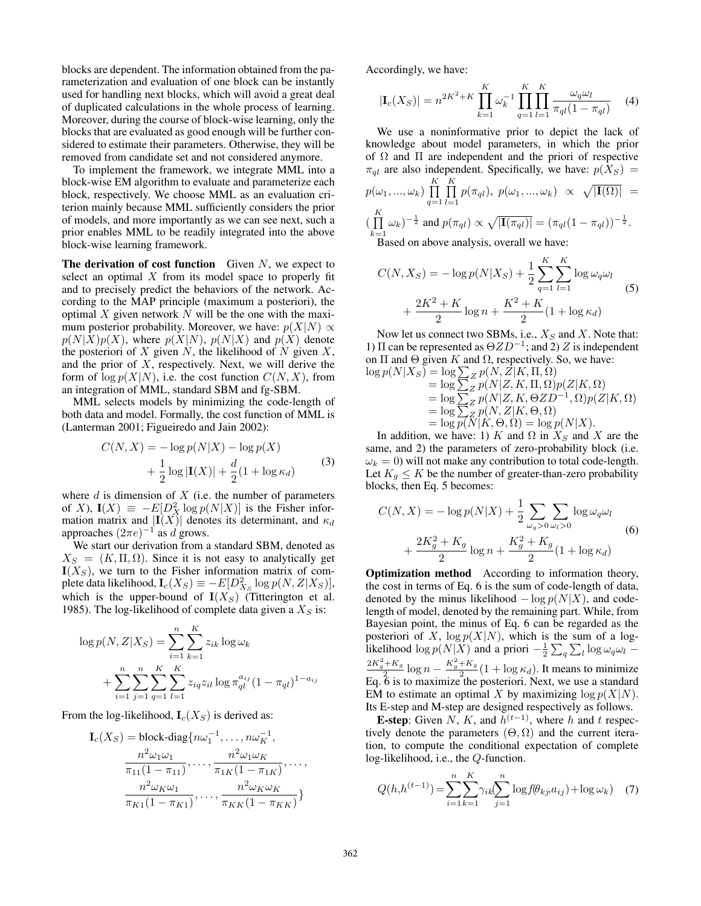blocks are dependent. The information obtained from the parameterization and evaluation of one block can be instantly used for handling next blocks, which will avoid a great deal of duplicated calculations in the whole process of learning. Moreover, during the course of block-wise learning, only the blocks that are evaluated as good enough will be further considered to estimate their parameters. Otherwise, they will be removed from candidate set and not considered anymore.

To implement the framework, we integrate MML into a block-wise EM algorithm to evaluate and parameterize each block, respectively. We choose MML as an evaluation criterion mainly because MML sufficiently considers the prior of models, and more importantly as we can see next, such a prior enables MML to be readily integrated into the above block-wise learning framework.

**The derivation of cost function** Given $N$, we expect to select an optimal $X$ from its model space to properly fit and to precisely predict the behaviors of the network. According to the MAP principle (maximum a posteriori), the optimal $X$ given network $N$ will be the one with the maximum posterior probability. Moreover, we have: $p(X|N) \propto p(N|X)p(X)$, where $p(X|N)$, $p(N|X)$ and $p(X)$ denote the posteriori of $X$ given $N$, the likelihood of $N$ given $X$, and the prior of $X$, respectively. Next, we will derive the form of $\log p(X|N)$, i.e. the cost function $C(N,X)$, from an integration of MML, standard SBM and fg-SBM.

MML selects models by minimizing the code-length of both data and model. Formally, the cost function of MML is (Lanterman 2001; Figueiredo and Jain 2002):

$$C(N,X) = -\log p(N|X) - \log p(X) + \frac{1}{2}\log|\mathbf{I}(X)| + \frac{d}{2}(1+\log\kappa_d) \quad (3)$$

where $d$ is dimension of $X$ (i.e. the number of parameters of $X$), $\mathbf{I}(X) \equiv -E[D_X^2 \log p(N|X)]$ is the Fisher information matrix and $|\mathbf{I}(X)|$ denotes its determinant, and $\kappa_d$ approaches $(2\pi e)^{-1}$ as $d$ grows.

We start our derivation from a standard SBM, denoted as $X_S = (K, \Pi, \Omega)$. Since it is not easy to analytically get $\mathbf{I}(X_S)$, we turn to the Fisher information matrix of complete data likelihood, $\mathbf{I}_c(X_S) \equiv -E[D_{X_S}^2 \log p(N,Z|X_S)]$, which is the upper-bound of $\mathbf{I}(X_S)$ (Titterington et al. 1985). The log-likelihood of complete data given a $X_S$ is:

$$\log p(N,Z|X_S) = \sum_{i=1}^{n}\sum_{k=1}^{K} z_{ik}\log\omega_k + \sum_{i=1}^{n}\sum_{j=1}^{n}\sum_{q=1}^{K}\sum_{l=1}^{K} z_{iq}z_{il}\log\pi_{ql}^{a_{ij}}(1-\pi_{ql})^{1-a_{ij}}$$

From the log-likelihood, $\mathbf{I}_c(X_S)$ is derived as:

$$\mathbf{I}_c(X_S) = \text{block-diag}\{n\omega_1^{-1}, \ldots, n\omega_K^{-1}, \frac{n^2\omega_1\omega_1}{\pi_{11}(1-\pi_{11})}, \ldots, \frac{n^2\omega_1\omega_K}{\pi_{1K}(1-\pi_{1K})}, \ldots, \frac{n^2\omega_K\omega_1}{\pi_{K1}(1-\pi_{K1})}, \ldots, \frac{n^2\omega_K\omega_K}{\pi_{KK}(1-\pi_{KK})}\}$$

Accordingly, we have:

$$|\mathbf{I}_c(X_S)| = n^{2K^2+K}\prod_{k=1}^{K}\omega_k^{-1}\prod_{q=1}^{K}\prod_{l=1}^{K}\frac{\omega_q\omega_l}{\pi_{ql}(1-\pi_{ql})} \quad (4)$$

We use a noninformative prior to depict the lack of knowledge about model parameters, in which the prior of $\Omega$ and $\Pi$ are independent and the priori of respective $\pi_{ql}$ are also independent. Specifically, we have: $p(X_S) = p(\omega_1,...,\omega_k)\prod_{q=1}^{K}\prod_{l=1}^{K}p(\pi_{ql})$, $p(\omega_1,...,\omega_k) \propto \sqrt{|\mathbf{I}(\Omega)|} = (\prod_{k=1}^{K}\omega_k)^{-\frac{1}{2}}$ and $p(\pi_{ql}) \propto \sqrt{|\mathbf{I}(\pi_{ql})|} = (\pi_{ql}(1-\pi_{ql}))^{-\frac{1}{2}}$.

Based on above analysis, overall we have:

$$C(N,X_S) = -\log p(N|X_S) + \frac{1}{2}\sum_{q=1}^{K}\sum_{l=1}^{K}\log\omega_q\omega_l + \frac{2K^2+K}{2}\log n + \frac{K^2+K}{2}(1+\log\kappa_d) \quad (5)$$

Now let us connect two SBMs, i.e., $X_S$ and $X$. Note that: 1) $\Pi$ can be represented as $\Theta Z D^{-1}$; and 2) $Z$ is independent on $\Pi$ and $\Theta$ given $K$ and $\Omega$, respectively. So, we have:

$$\begin{aligned}\log p(N|X_S) &= \log\textstyle\sum_Z p(N,Z|K,\Pi,\Omega)\\ &= \log\textstyle\sum_Z p(N|Z,K,\Pi,\Omega)p(Z|K,\Omega)\\ &= \log\textstyle\sum_Z p(N|Z,K,\Theta Z D^{-1},\Omega)p(Z|K,\Omega)\\ &= \log\textstyle\sum_Z p(N,Z|K,\Theta,\Omega)\\ &= \log p(N|K,\Theta,\Omega) = \log p(N|X).\end{aligned}$$

In addition, we have: 1) $K$ and $\Omega$ in $X_S$ and $X$ are the same, and 2) the parameters of zero-probability block (i.e. $\omega_k = 0$) will not make any contribution to total code-length. Let $K_g \leq K$ be the number of greater-than-zero probability blocks, then Eq. 5 becomes:

$$C(N,X) = -\log p(N|X) + \frac{1}{2}\sum_{\omega_q>0}\sum_{\omega_l>0}\log\omega_q\omega_l + \frac{2K_g^2+K_g}{2}\log n + \frac{K_g^2+K_g}{2}(1+\log\kappa_d) \quad (6)$$

**Optimization method** According to information theory, the cost in terms of Eq. 6 is the sum of code-length of data, denoted by the minus likelihood $-\log p(N|X)$, and code-length of model, denoted by the remaining part. While, from Bayesian point, the minus of Eq. 6 can be regarded as the posteriori of $X$, $\log p(X|N)$, which is the sum of a log-likelihood $\log p(N|X)$ and a priori $-\frac{1}{2}\sum_q\sum_l\log\omega_q\omega_l - \frac{2K_g^2+K_g}{2}\log n - \frac{K_g^2+K_g}{2}(1+\log\kappa_d)$. It means to minimize Eq. 6 is to maximize the posteriori. Next, we use a standard EM to estimate an optimal $X$ by maximizing $\log p(X|N)$. Its E-step and M-step are designed respectively as follows.

**E-step**: Given $N$, $K$, and $h^{(t-1)}$, where $h$ and $t$ respectively denote the parameters $(\Theta,\Omega)$ and the current iteration, to compute the conditional expectation of complete log-likelihood, i.e., the $Q$-function.

$$Q(h,h^{(t-1)}) = \sum_{i=1}^{n}\sum_{k=1}^{K}\gamma_{ik}\left(\sum_{j=1}^{n}\log f(\theta_{kj},a_{ij}) + \log\omega_k\right) \quad (7)$$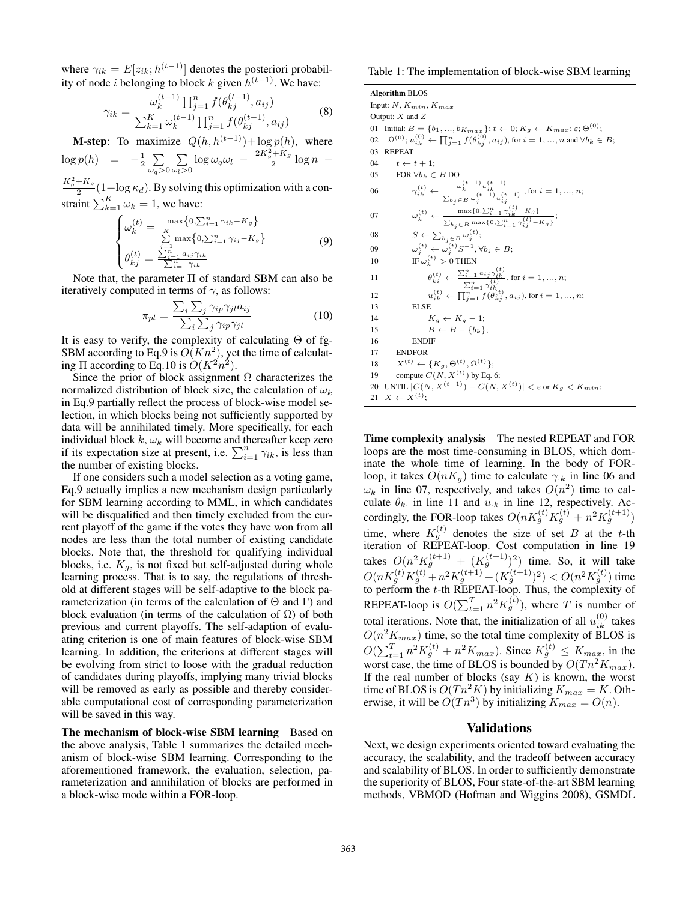where $\gamma_{ik} = E[z_{ik}; h^{(t-1)}]$ denotes the posteriori probability of node $i$ belonging to block $k$ given $h^{(t-1)}$. We have:

$$\gamma_{ik} = \frac{\omega_k^{(t-1)} \prod_{j=1}^{n} f(\theta_{kj}^{(t-1)}, a_{ij})}{\sum_{k=1}^{K} \omega_k^{(t-1)} \prod_{j=1}^{n} f(\theta_{kj}^{(t-1)}, a_{ij})} \tag{8}$$

**M-step**: To maximize $Q(h, h^{(t-1)}) + \log p(h)$, where $\log p(h) = -\frac{1}{2}\sum_{\omega_q>0}\sum_{\omega_l>0}\log\omega_q\omega_l - \frac{2K_g^2+K_g}{2}\log n - \frac{K_g^2+K_g}{2}(1+\log\kappa_d)$. By solving this optimization with a constraint $\sum_{k=1}^{K}\omega_k = 1$, we have:

$$\begin{cases} \omega_k^{(t)} = \dfrac{\max\left\{0, \sum_{i=1}^{n}\gamma_{ik} - K_g\right\}}{\sum_{j=1}^{K}\max\left\{0, \sum_{i=1}^{n}\gamma_{ij} - K_g\right\}} \\ \theta_{kj}^{(t)} = \dfrac{\sum_{i=1}^{n} a_{ij}\gamma_{ik}}{\sum_{i=1}^{n}\gamma_{ik}} \end{cases} \tag{9}$$

Note that, the parameter $\Pi$ of standard SBM can also be iteratively computed in terms of $\gamma$, as follows:

$$\pi_{pl} = \frac{\sum_i \sum_j \gamma_{ip}\gamma_{jl}a_{ij}}{\sum_i \sum_j \gamma_{ip}\gamma_{jl}} \tag{10}$$

It is easy to verify, the complexity of calculating $\Theta$ of fg-SBM according to Eq.9 is $O(Kn^2)$, yet the time of calculating $\Pi$ according to Eq.10 is $O(K^2n^2)$.

Since the prior of block assignment $\Omega$ characterizes the normalized distribution of block size, the calculation of $\omega_k$ in Eq.9 partially reflect the process of block-wise model selection, in which blocks being not sufficiently supported by data will be annihilated timely. More specifically, for each individual block $k$, $\omega_k$ will become and thereafter keep zero if its expectation size at present, i.e. $\sum_{i=1}^{n}\gamma_{ik}$, is less than the number of existing blocks.

If one considers such a model selection as a voting game, Eq.9 actually implies a new mechanism design particularly for SBM learning according to MML, in which candidates will be disqualified and then timely excluded from the current playoff of the game if the votes they have won from all nodes are less than the total number of existing candidate blocks. Note that, the threshold for qualifying individual blocks, i.e. $K_g$, is not fixed but self-adjusted during whole learning process. That is to say, the regulations of threshold at different stages will be self-adaptive to the block parameterization (in terms of the calculation of $\Theta$ and $\Gamma$) and block evaluation (in terms of the calculation of $\Omega$) of both previous and current playoffs. The self-adaption of evaluating criterion is one of main features of block-wise SBM learning. In addition, the criterions at different stages will be evolving from strict to loose with the gradual reduction of candidates during playoffs, implying many trivial blocks will be removed as early as possible and thereby considerable computational cost of corresponding parameterization will be saved in this way.

**The mechanism of block-wise SBM learning** Based on the above analysis, Table 1 summarizes the detailed mechanism of block-wise SBM learning. Corresponding to the aforementioned framework, the evaluation, selection, parameterization and annihilation of blocks are performed in a block-wise mode within a FOR-loop.

Table 1: The implementation of block-wise SBM learning

```
Algorithm BLOS
Input: N, K_min, K_max
Output: X and Z
01  Initial: B = {b_1, ..., b_Kmax}; t ← 0; K_g ← K_max; ε; Θ^(0);
02    Ω^(0); u_ik^(0) ← ∏_{j=1}^n f(θ_kj^(0), a_ij), for i = 1, ..., n and ∀b_k ∈ B;
03  REPEAT
04    t ← t + 1;
05    FOR ∀b_k ∈ B DO
06      γ_ik^(t) ← ω_k^(t-1) u_ik^(t-1) / Σ_{b_j∈B} ω_j^(t-1) u_ij^(t-1), for i = 1, ..., n;
07      ω_k^(t) ← max{0, Σ_{i=1}^n γ_ik^(t) − K_g} / Σ_{b_j∈B} max{0, Σ_{i=1}^n γ_ij^(t) − K_g};
08      S ← Σ_{b_j∈B} ω_j^(t);
09      ω_j^(t) ← ω_j^(t) S^{-1}, ∀b_j ∈ B;
10      IF ω_k^(t) > 0 THEN
11        θ_ki^(t) ← Σ_{i=1}^n a_ij γ_ik^(t) / Σ_{i=1}^n γ_ik^(t), for i = 1, ..., n;
12        u_ik^(t) ← ∏_{j=1}^n f(θ_kj^(t), a_ij), for i = 1, ..., n;
13      ELSE
14        K_g ← K_g − 1;
15        B ← B − {b_k};
16      ENDIF
17    ENDFOR
18    X^(t) ← {K_g, Θ^(t), Ω^(t)};
19    compute C(N, X^(t)) by Eq. 6;
20  UNTIL |C(N, X^(t-1)) − C(N, X^(t))| < ε or K_g < K_min;
21  X ← X^(t);
```

**Time complexity analysis** The nested REPEAT and FOR loops are the most time-consuming in BLOS, which dominate the whole time of learning. In the body of FOR-loop, it takes $O(nK_g)$ time to calculate $\gamma_{\cdot k}$ in line 06 and $\omega_k$ in line 07, respectively, and takes $O(n^2)$ time to calculate $\theta_{k\cdot}$ in line 11 and $u_{\cdot k}$ in line 12, respectively. Accordingly, the FOR-loop takes $O(nK_g^{(t)}K_g^{(t)} + n^2K_g^{(t+1)})$ time, where $K_g^{(t)}$ denotes the size of set $B$ at the $t$-th iteration of REPEAT-loop. Cost computation in line 19 takes $O(n^2K_g^{(t+1)} + (K_g^{(t+1)})^2)$ time. So, it will take $O(nK_g^{(t)}K_g^{(t)} + n^2K_g^{(t+1)} + (K_g^{(t+1)})^2) < O(n^2K_g^{(t)})$ time to perform the $t$-th REPEAT-loop. Thus, the complexity of REPEAT-loop is $O(\sum_{t=1}^{T} n^2K_g^{(t)})$, where $T$ is number of total iterations. Note that, the initialization of all $u_{ik}^{(0)}$ takes $O(n^2K_{max})$ time, so the total time complexity of BLOS is $O(\sum_{t=1}^{T} n^2K_g^{(t)} + n^2K_{max})$. Since $K_g^{(t)} \leq K_{max}$, in the worst case, the time of BLOS is bounded by $O(Tn^2K_{max})$. If the real number of blocks (say $K$) is known, the worst time of BLOS is $O(Tn^2K)$ by initializing $K_{max} = K$. Otherwise, it will be $O(Tn^3)$ by initializing $K_{max} = O(n)$.

## Validations

Next, we design experiments oriented toward evaluating the accuracy, the scalability, and the tradeoff between accuracy and scalability of BLOS. In order to sufficiently demonstrate the superiority of BLOS, Four state-of-the-art SBM learning methods, VBMOD (Hofman and Wiggins 2008), GSMDL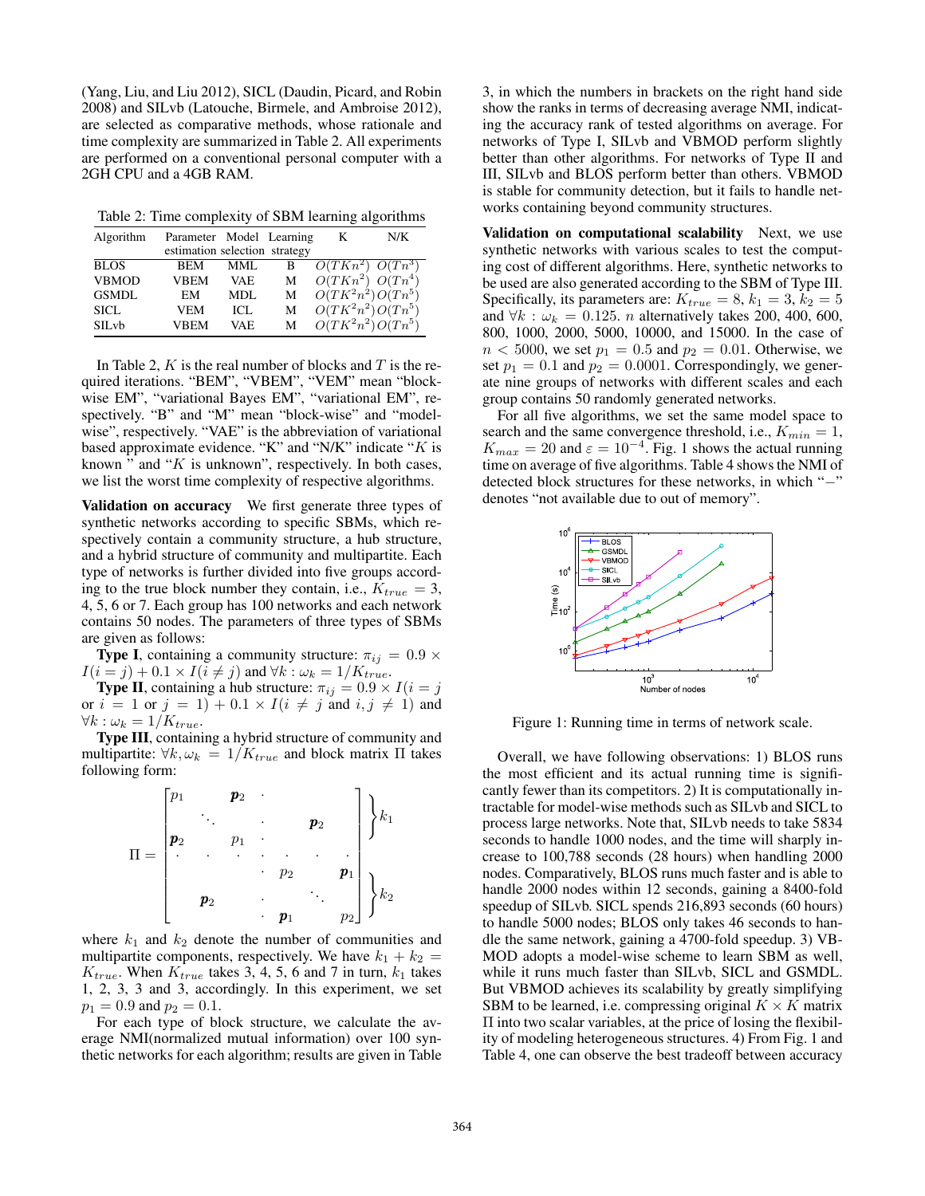(Yang, Liu, and Liu 2012), SICL (Daudin, Picard, and Robin 2008) and SILvb (Latouche, Birmele, and Ambroise 2012), are selected as comparative methods, whose rationale and time complexity are summarized in Table 2. All experiments are performed on a conventional personal computer with a 2GH CPU and a 4GB RAM.

Table 2: Time complexity of SBM learning algorithms

| Algorithm | Parameter estimation | Model selection | Learning strategy | K | N/K |
|---|---|---|---|---|---|
| BLOS | BEM | MML | B | $O(TKn^2)$ | $O(Tn^3)$ |
| VBMOD | VBEM | VAE | M | $O(TKn^2)$ | $O(Tn^4)$ |
| GSMDL | EM | MDL | M | $O(TK^2n^2)$ | $O(Tn^5)$ |
| SICL | VEM | ICL | M | $O(TK^2n^2)$ | $O(Tn^5)$ |
| SILvb | VBEM | VAE | M | $O(TK^2n^2)$ | $O(Tn^5)$ |

In Table 2, $K$ is the real number of blocks and $T$ is the required iterations. "BEM", "VBEM", "VEM" mean "block-wise EM", "variational Bayes EM", "variational EM", respectively. "B" and "M" mean "block-wise" and "model-wise", respectively. "VAE" is the abbreviation of variational based approximate evidence. "K" and "N/K" indicate "$K$ is known " and "$K$ is unknown", respectively. In both cases, we list the worst time complexity of respective algorithms.

**Validation on accuracy** We first generate three types of synthetic networks according to specific SBMs, which respectively contain a community structure, a hub structure, and a hybrid structure of community and multipartite. Each type of networks is further divided into five groups according to the true block number they contain, i.e., $K_{true} = 3$, 4, 5, 6 or 7. Each group has 100 networks and each network contains 50 nodes. The parameters of three types of SBMs are given as follows:

**Type I**, containing a community structure: $\pi_{ij} = 0.9 \times I(i = j) + 0.1 \times I(i \neq j)$ and $\forall k : \omega_k = 1/K_{true}$.

**Type II**, containing a hub structure: $\pi_{ij} = 0.9 \times I(i = j$ or $i = 1$ or $j = 1) + 0.1 \times I(i \neq j$ and $i, j \neq 1)$ and $\forall k : \omega_k = 1/K_{true}$.

**Type III**, containing a hybrid structure of community and multipartite: $\forall k, \omega_k = 1/K_{true}$ and block matrix $\Pi$ takes following form:

$$\Pi = \left[\begin{array}{ccccccc} p_1 & & \boldsymbol{p_2} & \cdot & & & \\ & \ddots & & \cdot & & \boldsymbol{p_2} & \\ \boldsymbol{p_2} & & p_1 & \cdot & & & \\ \cdot & \cdot & \cdot & \cdot & \cdot & \cdot & \cdot \\ & & & \cdot & p_2 & & \boldsymbol{p_1} \\ & \boldsymbol{p_2} & & \cdot & & \ddots & \\ & & & \cdot & \boldsymbol{p_1} & & p_2 \end{array}\right] \begin{array}{l} \left.\vphantom{\begin{array}{c}1\\1\\1\end{array}}\right\} k_1 \\ \\ \left.\vphantom{\begin{array}{c}1\\1\\1\end{array}}\right\} k_2 \end{array}$$

where $k_1$ and $k_2$ denote the number of communities and multipartite components, respectively. We have $k_1 + k_2 = K_{true}$. When $K_{true}$ takes 3, 4, 5, 6 and 7 in turn, $k_1$ takes 1, 2, 3, 3 and 3, accordingly. In this experiment, we set $p_1 = 0.9$ and $p_2 = 0.1$.

For each type of block structure, we calculate the average NMI(normalized mutual information) over 100 synthetic networks for each algorithm; results are given in Table 3, in which the numbers in brackets on the right hand side show the ranks in terms of decreasing average NMI, indicating the accuracy rank of tested algorithms on average. For networks of Type I, SILvb and VBMOD perform slightly better than other algorithms. For networks of Type II and III, SILvb and BLOS perform better than others. VBMOD is stable for community detection, but it fails to handle networks containing beyond community structures.

**Validation on computational scalability** Next, we use synthetic networks with various scales to test the computing cost of different algorithms. Here, synthetic networks to be used are also generated according to the SBM of Type III. Specifically, its parameters are: $K_{true} = 8$, $k_1 = 3$, $k_2 = 5$ and $\forall k : \omega_k = 0.125$. $n$ alternatively takes 200, 400, 600, 800, 1000, 2000, 5000, 10000, and 15000. In the case of $n < 5000$, we set $p_1 = 0.5$ and $p_2 = 0.01$. Otherwise, we set $p_1 = 0.1$ and $p_2 = 0.0001$. Correspondingly, we generate nine groups of networks with different scales and each group contains 50 randomly generated networks.

For all five algorithms, we set the same model space to search and the same convergence threshold, i.e., $K_{min} = 1$, $K_{max} = 20$ and $\varepsilon = 10^{-4}$. Fig. 1 shows the actual running time on average of five algorithms. Table 4 shows the NMI of detected block structures for these networks, in which "−" denotes "not available due to out of memory".

Figure 1: Running time in terms of network scale.

Overall, we have following observations: 1) BLOS runs the most efficient and its actual running time is significantly fewer than its competitors. 2) It is computationally intractable for model-wise methods such as SILvb and SICL to process large networks. Note that, SILvb needs to take 5834 seconds to handle 1000 nodes, and the time will sharply increase to 100,788 seconds (28 hours) when handling 2000 nodes. Comparatively, BLOS runs much faster and is able to handle 2000 nodes within 12 seconds, gaining a 8400-fold speedup of SILvb. SICL spends 216,893 seconds (60 hours) to handle 5000 nodes; BLOS only takes 46 seconds to handle the same network, gaining a 4700-fold speedup. 3) VBMOD adopts a model-wise scheme to learn SBM as well, while it runs much faster than SILvb, SICL and GSMDL. But VBMOD achieves its scalability by greatly simplifying SBM to be learned, i.e. compressing original $K \times K$ matrix $\Pi$ into two scalar variables, at the price of losing the flexibility of modeling heterogeneous structures. 4) From Fig. 1 and Table 4, one can observe the best tradeoff between accuracy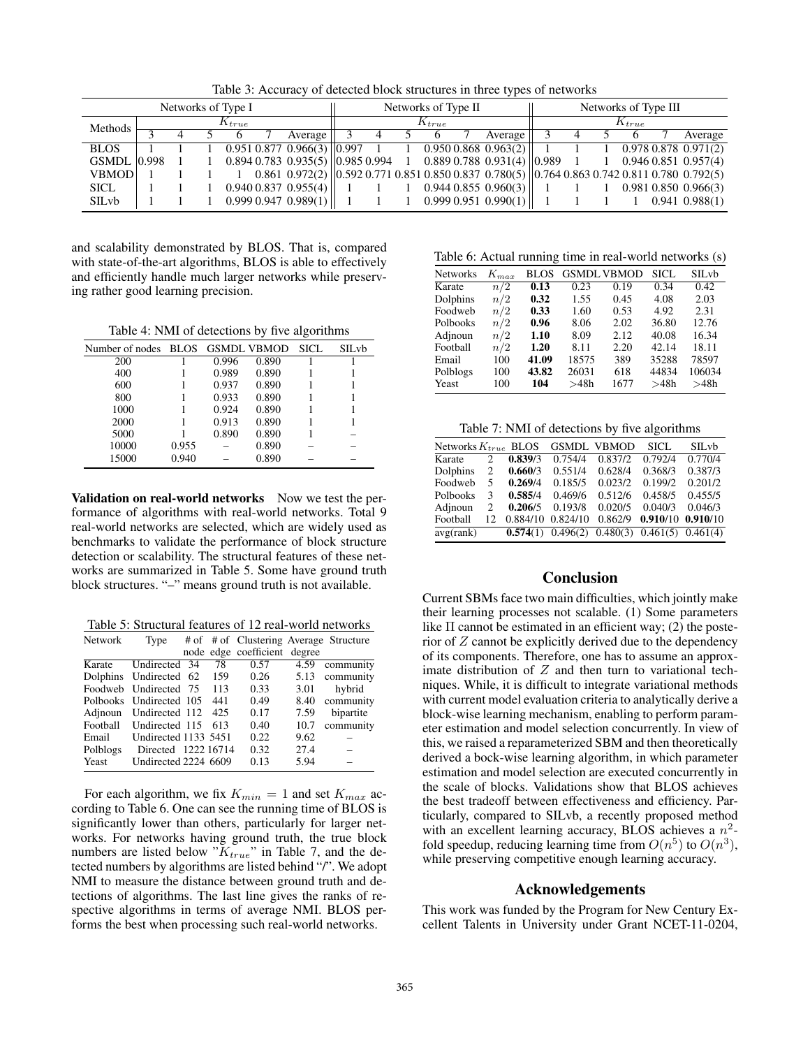Table 3: Accuracy of detected block structures in three types of networks

| Methods | Networks of Type I | | | | | | Networks of Type II | | | | | | Networks of Type III | | | | | |
|---|---|---|---|---|---|---|---|---|---|---|---|---|---|---|---|---|---|---|
| | $K_{true}$ | | | | | | $K_{true}$ | | | | | | $K_{true}$ | | | | | |
| | 3 | 4 | 5 | 6 | 7 | Average | 3 | 4 | 5 | 6 | 7 | Average | 3 | 4 | 5 | 6 | 7 | Average |
| BLOS | 1 | 1 | 1 | 0.951 | 0.877 | 0.966(3) | 0.997 | 1 | 1 | 0.950 | 0.868 | 0.963(2) | 1 | 1 | 1 | 0.978 | 0.878 | 0.971(2) |
| GSMDL | 0.998 | 1 | 1 | 0.894 | 0.783 | 0.935(5) | 0.985 | 0.994 | 1 | 0.889 | 0.788 | 0.931(4) | 0.989 | 1 | 1 | 0.946 | 0.851 | 0.957(4) |
| VBMOD | 1 | 1 | 1 | 1 | 0.861 | 0.972(2) | 0.592 | 0.771 | 0.851 | 0.850 | 0.837 | 0.780(5) | 0.764 | 0.863 | 0.742 | 0.811 | 0.780 | 0.792(5) |
| SICL | 1 | 1 | 1 | 0.940 | 0.837 | 0.955(4) | 1 | 1 | 1 | 0.944 | 0.855 | 0.960(3) | 1 | 1 | 1 | 0.981 | 0.850 | 0.966(3) |
| SILvb | 1 | 1 | 1 | 0.999 | 0.947 | 0.989(1) | 1 | 1 | 1 | 0.999 | 0.951 | 0.990(1) | 1 | 1 | 1 | 1 | 0.941 | 0.988(1) |

and scalability demonstrated by BLOS. That is, compared with state-of-the-art algorithms, BLOS is able to effectively and efficiently handle much larger networks while preserving rather good learning precision.

Table 4: NMI of detections by five algorithms

| Number of nodes | BLOS | GSMDL | VBMOD | SICL | SILvb |
|---|---|---|---|---|---|
| 200 | 1 | 0.996 | 0.890 | 1 | 1 |
| 400 | 1 | 0.989 | 0.890 | 1 | 1 |
| 600 | 1 | 0.937 | 0.890 | 1 | 1 |
| 800 | 1 | 0.933 | 0.890 | 1 | 1 |
| 1000 | 1 | 0.924 | 0.890 | 1 | 1 |
| 2000 | 1 | 0.913 | 0.890 | 1 | 1 |
| 5000 | 1 | 0.890 | 0.890 | 1 | – |
| 10000 | 0.955 | – | 0.890 | – | – |
| 15000 | 0.940 | – | 0.890 | – | – |

**Validation on real-world networks** Now we test the performance of algorithms with real-world networks. Total 9 real-world networks are selected, which are widely used as benchmarks to validate the performance of block structure detection or scalability. The structural features of these networks are summarized in Table 5. Some have ground truth block structures. "–" means ground truth is not available.

Table 5: Structural features of 12 real-world networks

| Network | Type | # of node | # of edge | Clustering coefficient | Average degree | Structure |
|---|---|---|---|---|---|---|
| Karate | Undirected | 34 | 78 | 0.57 | 4.59 | community |
| Dolphins | Undirected | 62 | 159 | 0.26 | 5.13 | community |
| Foodweb | Undirected | 75 | 113 | 0.33 | 3.01 | hybrid |
| Polbooks | Undirected | 105 | 441 | 0.49 | 8.40 | community |
| Adjnoun | Undirected | 112 | 425 | 0.17 | 7.59 | bipartite |
| Football | Undirected | 115 | 613 | 0.40 | 10.7 | community |
| Email | Undirected | 1133 | 5451 | 0.22 | 9.62 | – |
| Polblogs | Directed | 1222 | 16714 | 0.32 | 27.4 | – |
| Yeast | Undirected | 2224 | 6609 | 0.13 | 5.94 | – |

For each algorithm, we fix $K_{min} = 1$ and set $K_{max}$ according to Table 6. One can see the running time of BLOS is significantly lower than others, particularly for larger networks. For networks having ground truth, the true block numbers are listed below "$K_{true}$" in Table 7, and the detected numbers by algorithms are listed behind "/". We adopt NMI to measure the distance between ground truth and detections of algorithms. The last line gives the ranks of respective algorithms in terms of average NMI. BLOS performs the best when processing such real-world networks.

Table 6: Actual running time in real-world networks (s)

| Networks | $K_{max}$ | BLOS | GSMDL | VBMOD | SICL | SILvb |
|---|---|---|---|---|---|---|
| Karate | $n/2$ | **0.13** | 0.23 | 0.19 | 0.34 | 0.42 |
| Dolphins | $n/2$ | **0.32** | 1.55 | 0.45 | 4.08 | 2.03 |
| Foodweb | $n/2$ | **0.33** | 1.60 | 0.53 | 4.92 | 2.31 |
| Polbooks | $n/2$ | **0.96** | 8.06 | 2.02 | 36.80 | 12.76 |
| Adjnoun | $n/2$ | **1.10** | 8.09 | 2.12 | 40.08 | 16.34 |
| Football | $n/2$ | **1.20** | 8.11 | 2.20 | 42.14 | 18.11 |
| Email | 100 | **41.09** | 18575 | 389 | 35288 | 78597 |
| Polblogs | 100 | **43.82** | 26031 | 618 | 44834 | 106034 |
| Yeast | 100 | **104** | >48h | 1677 | >48h | >48h |

Table 7: NMI of detections by five algorithms

| Networks | $K_{true}$ | BLOS | GSMDL | VBMOD | SICL | SILvb |
|---|---|---|---|---|---|---|
| Karate | 2 | **0.839**/3 | 0.754/4 | 0.837/2 | 0.792/4 | 0.770/4 |
| Dolphins | 2 | **0.660**/3 | 0.551/4 | 0.628/4 | 0.368/3 | 0.387/3 |
| Foodweb | 5 | **0.269**/4 | 0.185/5 | 0.023/2 | 0.199/2 | 0.201/2 |
| Polbooks | 3 | **0.585**/4 | 0.469/6 | 0.512/6 | 0.458/5 | 0.455/5 |
| Adjnoun | 2 | **0.206**/5 | 0.193/8 | 0.020/5 | 0.040/3 | 0.046/3 |
| Football | 12 | 0.884/10 | 0.824/10 | 0.862/9 | **0.910**/10 | **0.910**/10 |
| avg(rank) | | **0.574**(1) | 0.496(2) | 0.480(3) | 0.461(5) | 0.461(4) |

## Conclusion

Current SBMs face two main difficulties, which jointly make their learning processes not scalable. (1) Some parameters like $\Pi$ cannot be estimated in an efficient way; (2) the posterior of $Z$ cannot be explicitly derived due to the dependency of its components. Therefore, one has to assume an approximate distribution of $Z$ and then turn to variational techniques. While, it is difficult to integrate variational methods with current model evaluation criteria to analytically derive a block-wise learning mechanism, enabling to perform parameter estimation and model selection concurrently. In view of this, we raised a reparameterized SBM and then theoretically derived a bock-wise learning algorithm, in which parameter estimation and model selection are executed concurrently in the scale of blocks. Validations show that BLOS achieves the best tradeoff between effectiveness and efficiency. Particularly, compared to SILvb, a recently proposed method with an excellent learning accuracy, BLOS achieves a $n^2$-fold speedup, reducing learning time from $O(n^5)$ to $O(n^3)$, while preserving competitive enough learning accuracy.

## Acknowledgements

This work was funded by the Program for New Century Excellent Talents in University under Grant NCET-11-0204,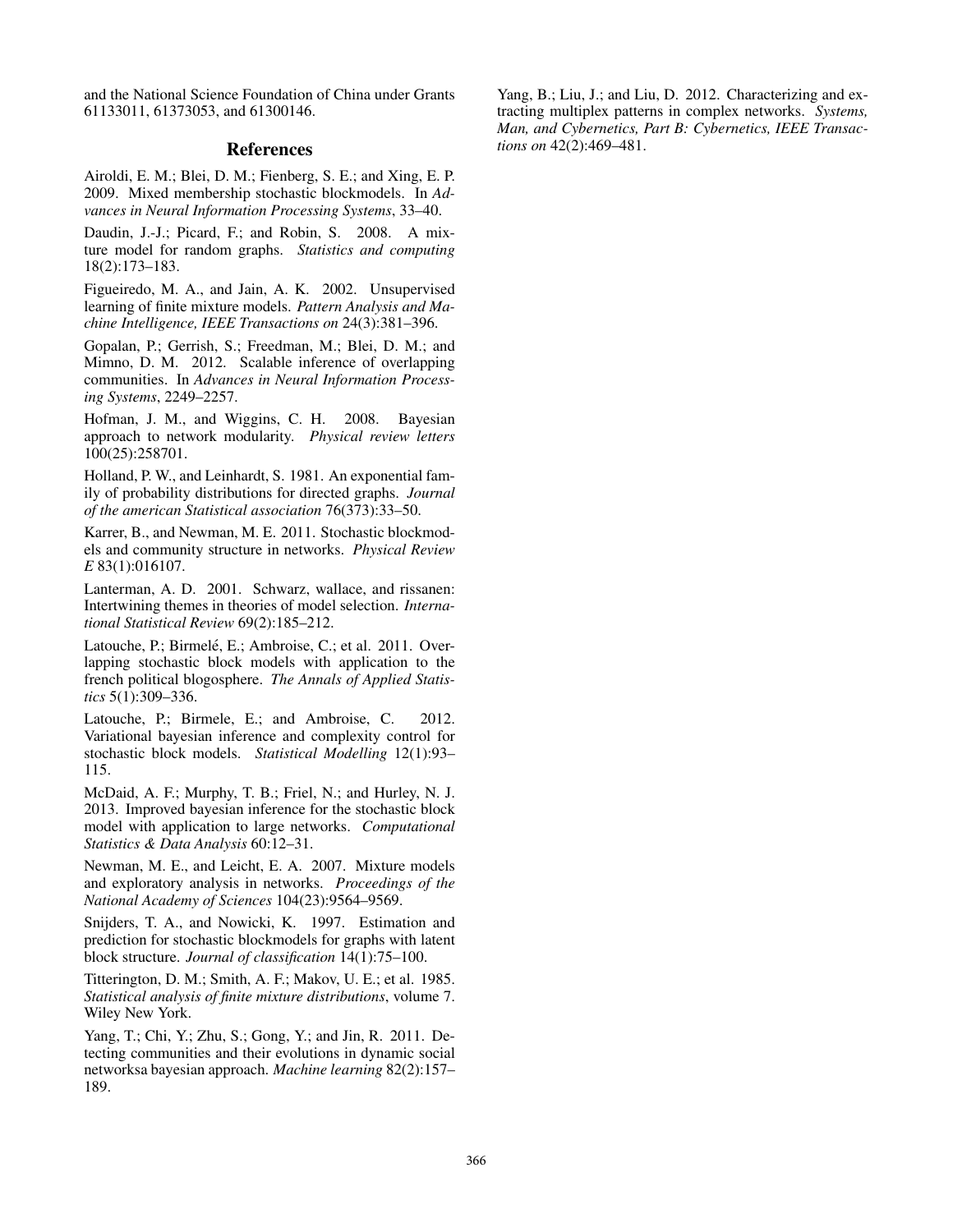and the National Science Foundation of China under Grants 61133011, 61373053, and 61300146.

## References

Airoldi, E. M.; Blei, D. M.; Fienberg, S. E.; and Xing, E. P. 2009. Mixed membership stochastic blockmodels. In *Advances in Neural Information Processing Systems*, 33–40.

Daudin, J.-J.; Picard, F.; and Robin, S. 2008. A mixture model for random graphs. *Statistics and computing* 18(2):173–183.

Figueiredo, M. A., and Jain, A. K. 2002. Unsupervised learning of finite mixture models. *Pattern Analysis and Machine Intelligence, IEEE Transactions on* 24(3):381–396.

Gopalan, P.; Gerrish, S.; Freedman, M.; Blei, D. M.; and Mimno, D. M. 2012. Scalable inference of overlapping communities. In *Advances in Neural Information Processing Systems*, 2249–2257.

Hofman, J. M., and Wiggins, C. H. 2008. Bayesian approach to network modularity. *Physical review letters* 100(25):258701.

Holland, P. W., and Leinhardt, S. 1981. An exponential family of probability distributions for directed graphs. *Journal of the american Statistical association* 76(373):33–50.

Karrer, B., and Newman, M. E. 2011. Stochastic blockmodels and community structure in networks. *Physical Review E* 83(1):016107.

Lanterman, A. D. 2001. Schwarz, wallace, and rissanen: Intertwining themes in theories of model selection. *International Statistical Review* 69(2):185–212.

Latouche, P.; Birmelé, E.; Ambroise, C.; et al. 2011. Overlapping stochastic block models with application to the french political blogosphere. *The Annals of Applied Statistics* 5(1):309–336.

Latouche, P.; Birmele, E.; and Ambroise, C. 2012. Variational bayesian inference and complexity control for stochastic block models. *Statistical Modelling* 12(1):93–115.

McDaid, A. F.; Murphy, T. B.; Friel, N.; and Hurley, N. J. 2013. Improved bayesian inference for the stochastic block model with application to large networks. *Computational Statistics & Data Analysis* 60:12–31.

Newman, M. E., and Leicht, E. A. 2007. Mixture models and exploratory analysis in networks. *Proceedings of the National Academy of Sciences* 104(23):9564–9569.

Snijders, T. A., and Nowicki, K. 1997. Estimation and prediction for stochastic blockmodels for graphs with latent block structure. *Journal of classification* 14(1):75–100.

Titterington, D. M.; Smith, A. F.; Makov, U. E.; et al. 1985. *Statistical analysis of finite mixture distributions*, volume 7. Wiley New York.

Yang, T.; Chi, Y.; Zhu, S.; Gong, Y.; and Jin, R. 2011. Detecting communities and their evolutions in dynamic social networksa bayesian approach. *Machine learning* 82(2):157–189.

Yang, B.; Liu, J.; and Liu, D. 2012. Characterizing and extracting multiplex patterns in complex networks. *Systems, Man, and Cybernetics, Part B: Cybernetics, IEEE Transactions on* 42(2):469–481.